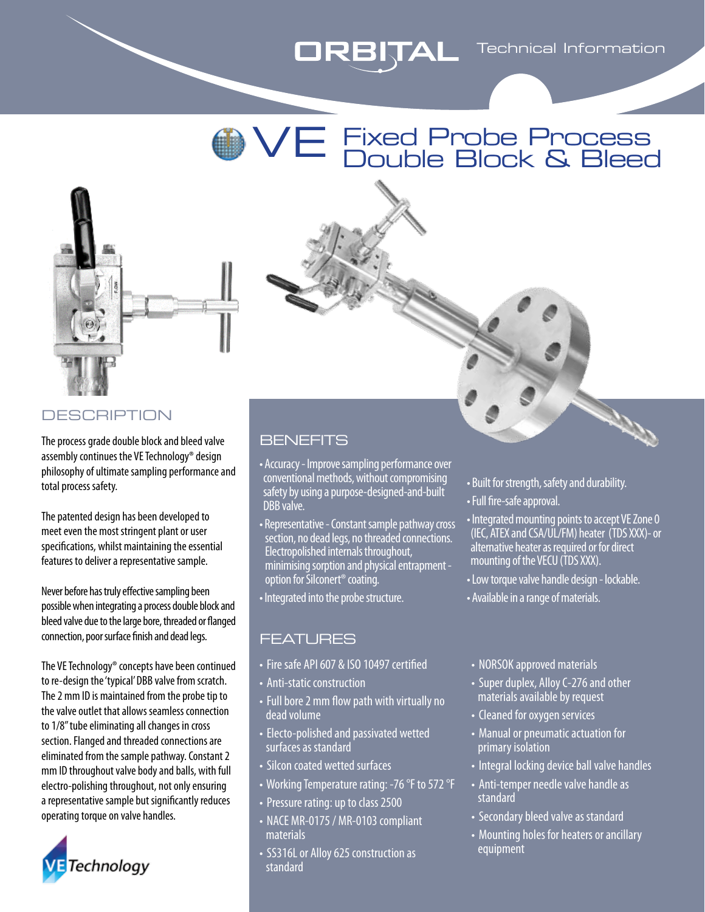ORBITAL Technical Information

# VE Fixed Probe Process Double Block & Bleed

## DESCRIPTION

The process grade double block and bleed valve assembly continues the VE Technology® design philosophy of ultimate sampling performance and total process safety.

The patented design has been developed to meet even the most stringent plant or user specifications, whilst maintaining the essential features to deliver a representative sample.

Never before has truly effective sampling been possible when integrating a process double block and bleed valve due to the large bore, threaded or flanged connection, poor surface finish and dead legs.

The VE Technology® concepts have been continued to re-design the 'typical' DBB valve from scratch. The 2 mm ID is maintained from the probe tip to the valve outlet that allows seamless connection to 1/8" tube eliminating all changes in cross section. Flanged and threaded connections are eliminated from the sample pathway. Constant 2 mm ID throughout valve body and balls, with full electro-polishing throughout, not only ensuring a representative sample but significantly reduces operating torque on valve handles.

VE Technology

## BENEFITS

- Accuracy - Improve sampling performance over conventional methods, without compromising safety by using a purpose-designed-and-built DBB valve.
- Representative - Constant sample pathway cross section, no dead legs, no threaded connections. Electropolished internals throughout, minimising sorption and physical entrapment - option for Silconert® coating.
- Integrated into the probe structure.
- Built for strength, safety and durability.
- Full fire-safe approval.
- Integrated mounting points to accept VE Zone 0 (IEC, ATEX and CSA/UL/FM) heater (TDS XXX)- or alternative heater as required or for direct mounting of the VECU (TDS XXX).
- Low torque valve handle design - lockable.
- Available in a range of materials.

## FEATURES

- Fire safe API 607 & ISO 10497 certified
- Anti-static construction
- Full bore 2 mm flow path with virtually no dead volume
- Electo-polished and passivated wetted surfaces as standard
- Silcon coated wetted surfaces
- Working Temperature rating: -76 °F to 572 °F
- Pressure rating: up to class 2500
- NACE MR-0175 / MR-0103 compliant materials
- SS316L or Alloy 625 construction as standard
- NORSOK approved materials
- Super duplex, Alloy C-276 and other materials available by request
- Cleaned for oxygen services
- Manual or pneumatic actuation for primary isolation
- Integral locking device ball valve handles
- Anti-temper needle valve handle as standard
- Secondary bleed valve as standard
- Mounting holes for heaters or ancillary equipment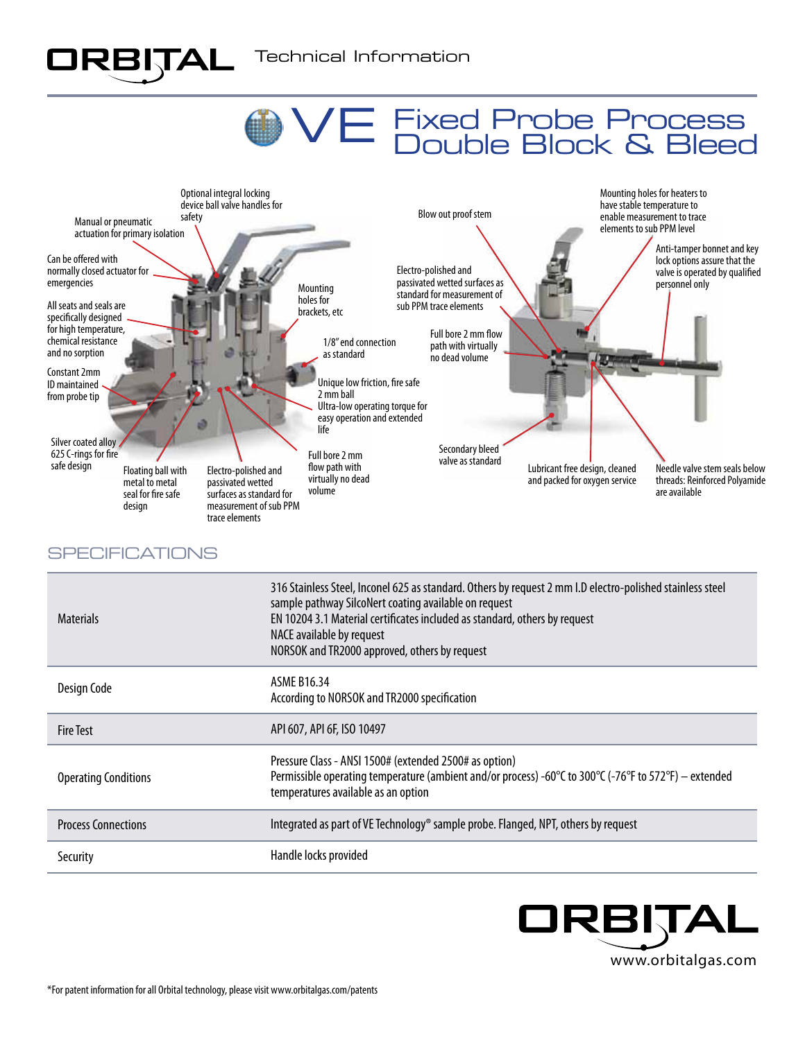ORBITAL Technical Information

# VE Fixed Probe Process Double Block & Bleed

Optional integral locking device ball valve handles for safety

Manual or pneumatic actuation for primary isolation

Can be offered with normally closed actuator for emergencies

All seats and seals are specifically designed for high temperature, chemical resistance and no sorption

Constant 2mm ID maintained from probe tip

Silver coated alloy 625 C-rings for fire safe design

Floating ball with metal to metal seal for fire safe design

Electro-polished and passivated wetted surfaces as standard for measurement of sub PPM trace elements

Full bore 2 mm flow path with virtually no dead volume

Unique low friction, fire safe 2 mm ball
Ultra-low operating torque for easy operation and extended life

1/8" end connection as standard

Mounting holes for brackets, etc

Blow out proof stem

Electro-polished and passivated wetted surfaces as standard for measurement of sub PPM trace elements

Full bore 2 mm flow path with virtually no dead volume

Secondary bleed valve as standard

Lubricant free design, cleaned and packed for oxygen service

Mounting holes for heaters to have stable temperature to enable measurement to trace elements to sub PPM level

Anti-tamper bonnet and key lock options assure that the valve is operated by qualified personnel only

Needle valve stem seals below threads: Reinforced Polyamide are available

## SPECIFICATIONS

| | |
|---|---|
| Materials | 316 Stainless Steel, Inconel 625 as standard. Others by request 2 mm I.D electro-polished stainless steel sample pathway SilcoNert coating available on request<br>EN 10204 3.1 Material certificates included as standard, others by request<br>NACE available by request<br>NORSOK and TR2000 approved, others by request |
| Design Code | ASME B16.34<br>According to NORSOK and TR2000 specification |
| Fire Test | API 607, API 6F, ISO 10497 |
| Operating Conditions | Pressure Class - ANSI 1500# (extended 2500# as option)<br>Permissible operating temperature (ambient and/or process) -60°C to 300°C (-76°F to 572°F) – extended temperatures available as an option |
| Process Connections | Integrated as part of VE Technology® sample probe. Flanged, NPT, others by request |
| Security | Handle locks provided |

ORBITAL
www.orbitalgas.com

*For patent information for all Orbital technology, please visit www.orbitalgas.com/patents